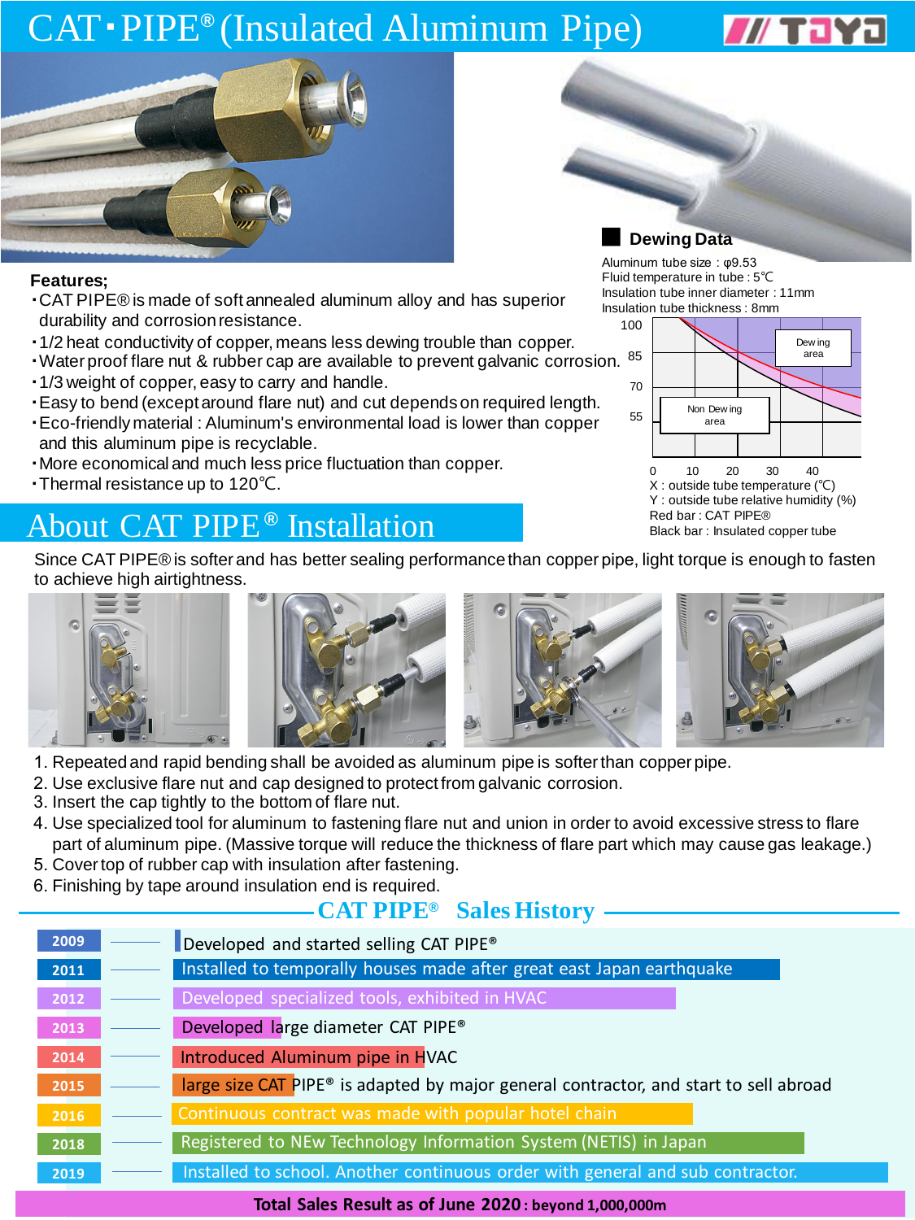# CAT･PIPE® (Insulated Aluminum Pipe)

TOYO

## Features;

- CAT PIPE® is made of soft annealed aluminum alloy and has superior durability and corrosion resistance.
- 1/2 heat conductivity of copper, means less dewing trouble than copper.
- Water proof flare nut & rubber cap are available to prevent galvanic corrosion.
- 1/3 weight of copper, easy to carry and handle.
- Easy to bend (except around flare nut) and cut depends on required length.
- Eco-friendly material : Aluminum's environmental load is lower than copper and this aluminum pipe is recyclable.
- More economical and much less price fluctuation than copper.
- Thermal resistance up to 120℃.

### Dewing Data

Aluminum tube size : φ9.53
Fluid temperature in tube : 5℃
Insulation tube inner diameter : 11mm
Insulation tube thickness : 8mm

Dewing area / Non Dewing area

X : outside tube temperature (℃)
Y : outside tube relative humidity (%)
Red bar : CAT PIPE®
Black bar : Insulated copper tube

## About CAT PIPE® Installation

Since CAT PIPE® is softer and has better sealing performance than copper pipe, light torque is enough to fasten to achieve high airtightness.

1. Repeated and rapid bending shall be avoided as aluminum pipe is softer than copper pipe.
2. Use exclusive flare nut and cap designed to protect from galvanic corrosion.
3. Insert the cap tightly to the bottom of flare nut.
4. Use specialized tool for aluminum to fastening flare nut and union in order to avoid excessive stress to flare part of aluminum pipe. (Massive torque will reduce the thickness of flare part which may cause gas leakage.)
5. Cover top of rubber cap with insulation after fastening.
6. Finishing by tape around insulation end is required.

## CAT PIPE® Sales History

| Year | Event |
|---|---|
| 2009 | Developed and started selling CAT PIPE® |
| 2011 | Installed to temporally houses made after great east Japan earthquake |
| 2012 | Developed specialized tools, exhibited in HVAC |
| 2013 | Developed large diameter CAT PIPE® |
| 2014 | Introduced Aluminum pipe in HVAC |
| 2015 | large size CAT PIPE® is adapted by major general contractor, and start to sell abroad |
| 2016 | Continuous contract was made with popular hotel chain |
| 2018 | Registered to NEw Technology Information System (NETIS) in Japan |
| 2019 | Installed to school. Another continuous order with general and sub contractor. |

**Total Sales Result as of June 2020 : beyond 1,000,000m**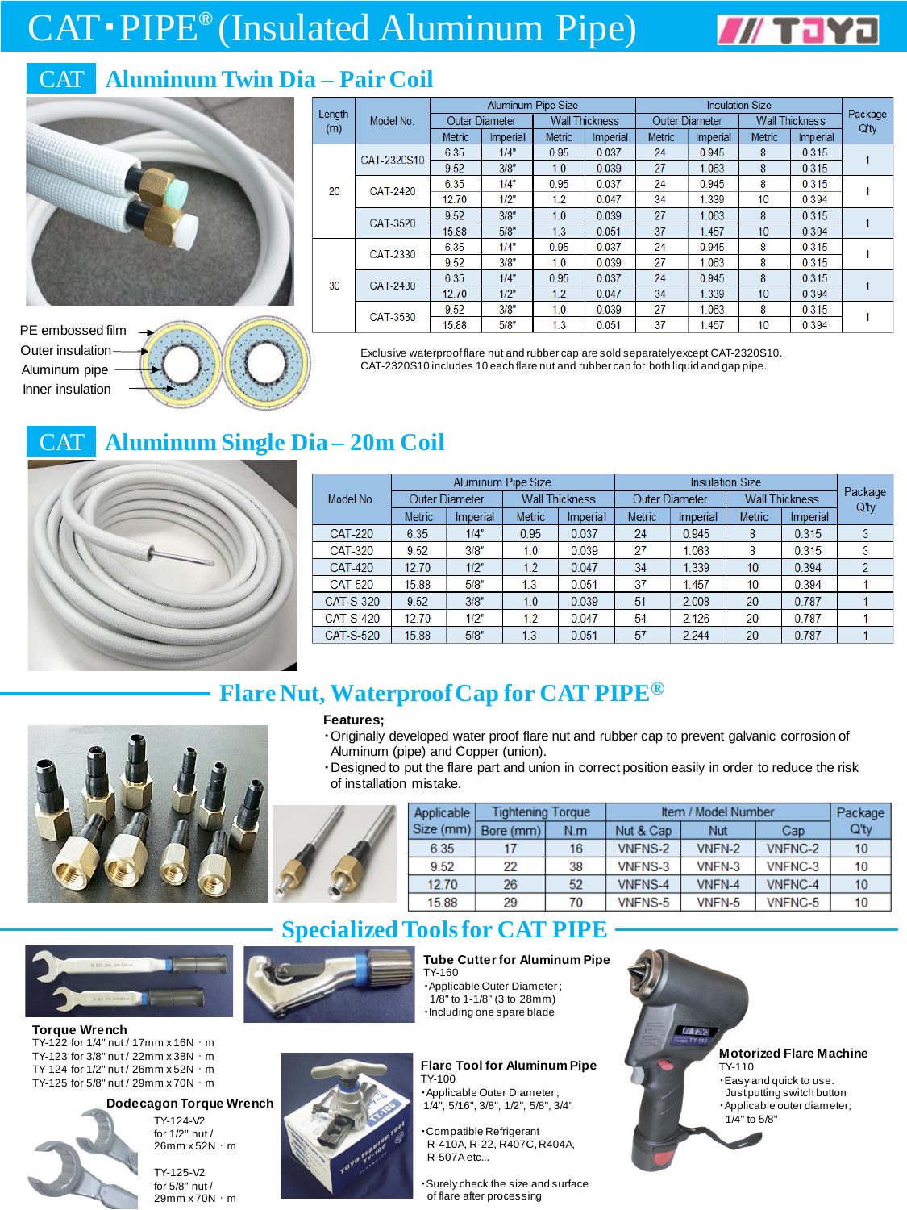# CAT・PIPE® (Insulated Aluminum Pipe)

## CAT Aluminum Twin Dia – Pair Coil

PE embossed film
Outer insulation
Aluminum pipe
Inner insulation

| Length (m) | Model No. | Aluminum Pipe Size | | | | Insulation Size | | | | Package Q'ty |
|---|---|---|---|---|---|---|---|---|---|---|
| | | Outer Diameter | | Wall Thickness | | Outer Diameter | | Wall Thickness | | |
| | | Metric | Imperial | Metric | Imperial | Metric | Imperial | Metric | Imperial | |
| 20 | CAT-2320S10 | 6.35 | 1/4" | 0.95 | 0.037 | 24 | 0.945 | 8 | 0.315 | 1 |
| | | 9.52 | 3/8" | 1.0 | 0.039 | 27 | 1.063 | 8 | 0.315 | |
| | CAT-2420 | 6.35 | 1/4" | 0.95 | 0.037 | 24 | 0.945 | 8 | 0.315 | 1 |
| | | 12.70 | 1/2" | 1.2 | 0.047 | 34 | 1.339 | 10 | 0.394 | |
| | CAT-3520 | 9.52 | 3/8" | 1.0 | 0.039 | 27 | 1.063 | 8 | 0.315 | 1 |
| | | 15.88 | 5/8" | 1.3 | 0.051 | 37 | 1.457 | 10 | 0.394 | |
| 30 | CAT-2330 | 6.35 | 1/4" | 0.95 | 0.037 | 24 | 0.945 | 8 | 0.315 | 1 |
| | | 9.52 | 3/8" | 1.0 | 0.039 | 27 | 1.063 | 8 | 0.315 | |
| | CAT-2430 | 6.35 | 1/4" | 0.95 | 0.037 | 24 | 0.945 | 8 | 0.315 | 1 |
| | | 12.70 | 1/2" | 1.2 | 0.047 | 34 | 1.339 | 10 | 0.394 | |
| | CAT-3530 | 9.52 | 3/8" | 1.0 | 0.039 | 27 | 1.063 | 8 | 0.315 | 1 |
| | | 15.88 | 5/8" | 1.3 | 0.051 | 37 | 1.457 | 10 | 0.394 | |

Exclusive waterproof flare nut and rubber cap are sold separately except CAT-2320S10.
CAT-2320S10 includes 10 each flare nut and rubber cap for both liquid and gap pipe.

## CAT Aluminum Single Dia – 20m Coil

| Model No. | Aluminum Pipe Size | | | | Insulation Size | | | | Package Q'ty |
|---|---|---|---|---|---|---|---|---|---|
| | Outer Diameter | | Wall Thickness | | Outer Diameter | | Wall Thickness | | |
| | Metric | Imperial | Metric | Imperial | Metric | Imperial | Metric | Imperial | |
| CAT-220 | 6.35 | 1/4" | 0.95 | 0.037 | 24 | 0.945 | 8 | 0.315 | 3 |
| CAT-320 | 9.52 | 3/8" | 1.0 | 0.039 | 27 | 1.063 | 8 | 0.315 | 3 |
| CAT-420 | 12.70 | 1/2" | 1.2 | 0.047 | 34 | 1.339 | 10 | 0.394 | 2 |
| CAT-520 | 15.88 | 5/8" | 1.3 | 0.051 | 37 | 1.457 | 10 | 0.394 | 1 |
| CAT-S-320 | 9.52 | 3/8" | 1.0 | 0.039 | 51 | 2.008 | 20 | 0.787 | 1 |
| CAT-S-420 | 12.70 | 1/2" | 1.2 | 0.047 | 54 | 2.126 | 20 | 0.787 | 1 |
| CAT-S-520 | 15.88 | 5/8" | 1.3 | 0.051 | 57 | 2.244 | 20 | 0.787 | 1 |

## Flare Nut, Waterproof Cap for CAT PIPE®

**Features;**

- Originally developed water proof flare nut and rubber cap to prevent galvanic corrosion of Aluminum (pipe) and Copper (union).
- Designed to put the flare part and union in correct position easily in order to reduce the risk of installation mistake.

| Applicable Size (mm) | Tightening Torque | | Item / Model Number | | | Package Q'ty |
|---|---|---|---|---|---|---|
| | Bore (mm) | N.m | Nut & Cap | Nut | Cap | |
| 6.35 | 17 | 16 | VNFNS-2 | VNFN-2 | VNFNC-2 | 10 |
| 9.52 | 22 | 38 | VNFNS-3 | VNFN-3 | VNFNC-3 | 10 |
| 12.70 | 26 | 52 | VNFNS-4 | VNFN-4 | VNFNC-4 | 10 |
| 15.88 | 29 | 70 | VNFNS-5 | VNFN-5 | VNFNC-5 | 10 |

## Specialized Tools for CAT PIPE

**Torque Wrench**
TY-122 for 1/4" nut / 17mm x 16N · m
TY-123 for 3/8" nut / 22mm x 38N · m
TY-124 for 1/2" nut / 26mm x 52N · m
TY-125 for 5/8" nut / 29mm x 70N · m

**Dodecagon Torque Wrench**
TY-124-V2
for 1/2" nut / 26mm x 52N · m

TY-125-V2
for 5/8" nut / 29mm x 70N · m

**Tube Cutter for Aluminum Pipe**
TY-160
- Applicable Outer Diameter; 1/8" to 1-1/8" (3 to 28mm)
- Including one spare blade

**Flare Tool for Aluminum Pipe**
TY-100
- Applicable Outer Diameter; 1/4", 5/16", 3/8", 1/2", 5/8", 3/4"
- Compatible Refrigerant R-410A, R-22, R407C, R404A, R-507A etc...
- Surely check the size and surface of flare after processing

**Motorized Flare Machine**
TY-110
- Easy and quick to use. Just putting switch button
- Applicable outer diameter; 1/4" to 5/8"